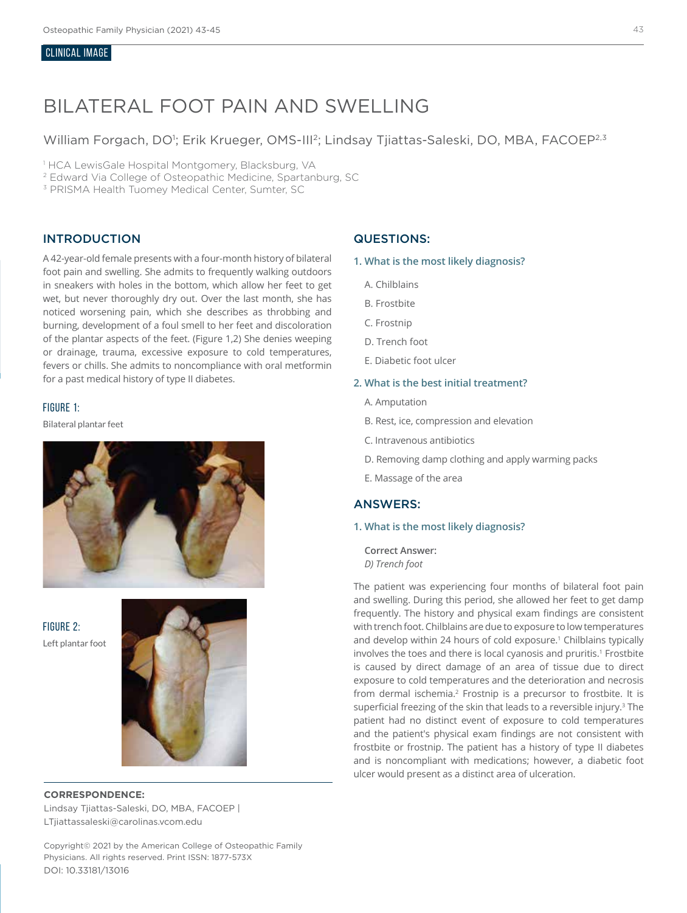CLINICAL IMAGE

# BILATERAL FOOT PAIN AND SWELLING

William Forgach, DO[1]; Erik Krueger, OMS-III[2]; Lindsay Tjiattas-Saleski, DO, MBA, FACOEP[2,3]

[1] HCA LewisGale Hospital Montgomery, Blacksburg, VA
[2] Edward Via College of Osteopathic Medicine, Spartanburg, SC
[3] PRISMA Health Tuomey Medical Center, Sumter, SC

## INTRODUCTION

A 42-year-old female presents with a four-month history of bilateral foot pain and swelling. She admits to frequently walking outdoors in sneakers with holes in the bottom, which allow her feet to get wet, but never thoroughly dry out. Over the last month, she has noticed worsening pain, which she describes as throbbing and burning, development of a foul smell to her feet and discoloration of the plantar aspects of the feet. (Figure 1,2) She denies weeping or drainage, trauma, excessive exposure to cold temperatures, fevers or chills. She admits to noncompliance with oral metformin for a past medical history of type II diabetes.

FIGURE 1:
Bilateral plantar feet

FIGURE 2:
Left plantar foot

## QUESTIONS:

### 1. What is the most likely diagnosis?

A. Chilblains

B. Frostbite

C. Frostnip

D. Trench foot

E. Diabetic foot ulcer

### 2. What is the best initial treatment?

A. Amputation

B. Rest, ice, compression and elevation

C. Intravenous antibiotics

D. Removing damp clothing and apply warming packs

E. Massage of the area

## ANSWERS:

### 1. What is the most likely diagnosis?

**Correct Answer:**
*D) Trench foot*

The patient was experiencing four months of bilateral foot pain and swelling. During this period, she allowed her feet to get damp frequently. The history and physical exam findings are consistent with trench foot. Chilblains are due to exposure to low temperatures and develop within 24 hours of cold exposure.[1] Chilblains typically involves the toes and there is local cyanosis and pruritis.[1] Frostbite is caused by direct damage of an area of tissue due to direct exposure to cold temperatures and the deterioration and necrosis from dermal ischemia.[2] Frostnip is a precursor to frostbite. It is superficial freezing of the skin that leads to a reversible injury.[3] The patient had no distinct event of exposure to cold temperatures and the patient's physical exam findings are not consistent with frostbite or frostnip. The patient has a history of type II diabetes and is noncompliant with medications; however, a diabetic foot ulcer would present as a distinct area of ulceration.

**CORRESPONDENCE:**
Lindsay Tjiattas-Saleski, DO, MBA, FACOEP | LTjiattassaleski@carolinas.vcom.edu

Copyright© 2021 by the American College of Osteopathic Family Physicians. All rights reserved. Print ISSN: 1877-573X
DOI: 10.33181/13016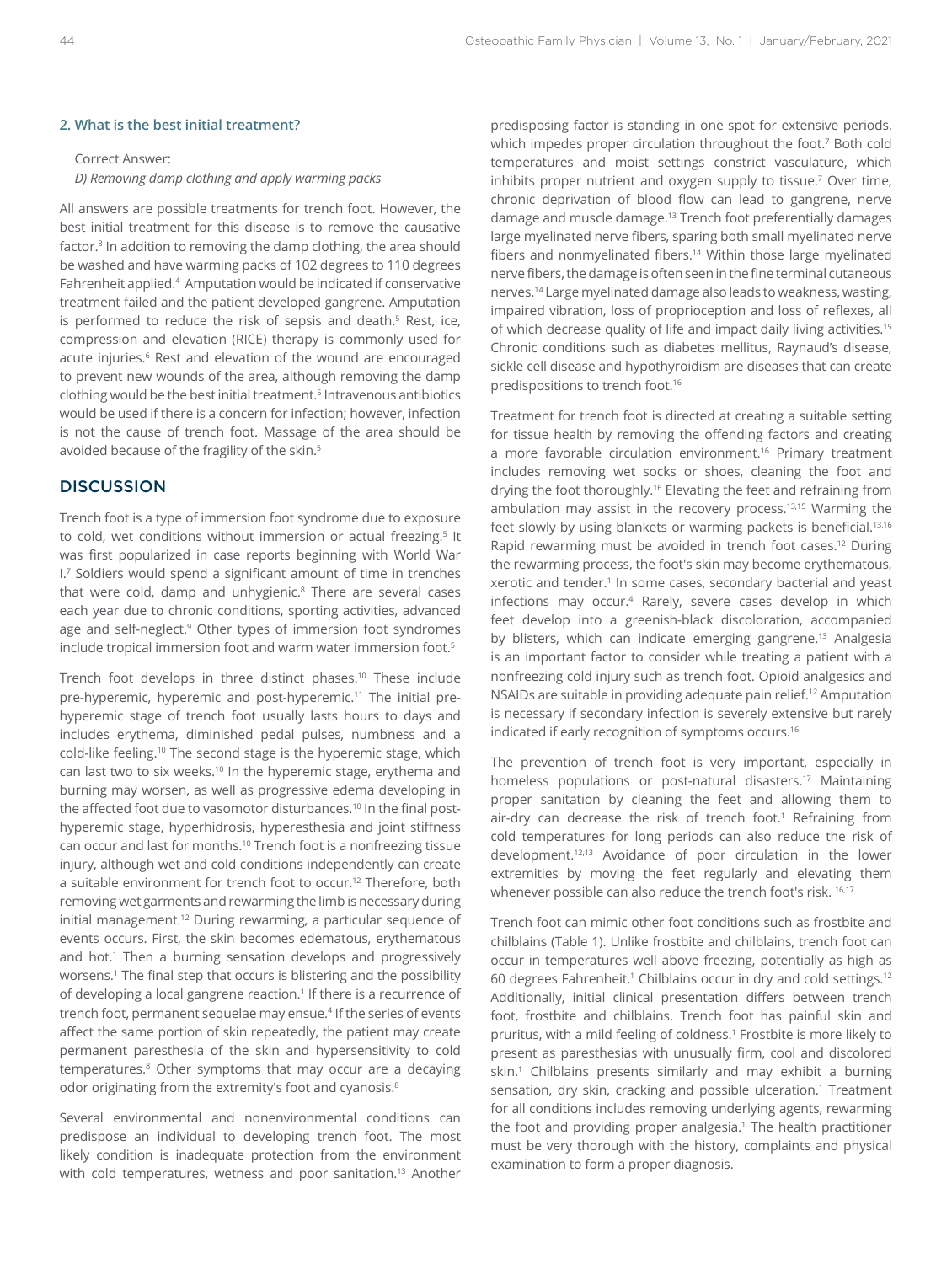### 2. What is the best initial treatment?

Correct Answer:

*D) Removing damp clothing and apply warming packs*

All answers are possible treatments for trench foot. However, the best initial treatment for this disease is to remove the causative factor.[3] In addition to removing the damp clothing, the area should be washed and have warming packs of 102 degrees to 110 degrees Fahrenheit applied.[4] Amputation would be indicated if conservative treatment failed and the patient developed gangrene. Amputation is performed to reduce the risk of sepsis and death.[5] Rest, ice, compression and elevation (RICE) therapy is commonly used for acute injuries.[6] Rest and elevation of the wound are encouraged to prevent new wounds of the area, although removing the damp clothing would be the best initial treatment.[5] Intravenous antibiotics would be used if there is a concern for infection; however, infection is not the cause of trench foot. Massage of the area should be avoided because of the fragility of the skin.[5]

## DISCUSSION

Trench foot is a type of immersion foot syndrome due to exposure to cold, wet conditions without immersion or actual freezing.[5] It was first popularized in case reports beginning with World War I.[7] Soldiers would spend a significant amount of time in trenches that were cold, damp and unhygienic.[8] There are several cases each year due to chronic conditions, sporting activities, advanced age and self-neglect.[9] Other types of immersion foot syndromes include tropical immersion foot and warm water immersion foot.[5]

Trench foot develops in three distinct phases.[10] These include pre-hyperemic, hyperemic and post-hyperemic.[11] The initial pre-hyperemic stage of trench foot usually lasts hours to days and includes erythema, diminished pedal pulses, numbness and a cold-like feeling.[10] The second stage is the hyperemic stage, which can last two to six weeks.[10] In the hyperemic stage, erythema and burning may worsen, as well as progressive edema developing in the affected foot due to vasomotor disturbances.[10] In the final post-hyperemic stage, hyperhidrosis, hyperesthesia and joint stiffness can occur and last for months.[10] Trench foot is a nonfreezing tissue injury, although wet and cold conditions independently can create a suitable environment for trench foot to occur.[12] Therefore, both removing wet garments and rewarming the limb is necessary during initial management.[12] During rewarming, a particular sequence of events occurs. First, the skin becomes edematous, erythematous and hot.[1] Then a burning sensation develops and progressively worsens.[1] The final step that occurs is blistering and the possibility of developing a local gangrene reaction.[1] If there is a recurrence of trench foot, permanent sequelae may ensue.[4] If the series of events affect the same portion of skin repeatedly, the patient may create permanent paresthesia of the skin and hypersensitivity to cold temperatures.[8] Other symptoms that may occur are a decaying odor originating from the extremity's foot and cyanosis.[8]

Several environmental and nonenvironmental conditions can predispose an individual to developing trench foot. The most likely condition is inadequate protection from the environment with cold temperatures, wetness and poor sanitation.[13] Another predisposing factor is standing in one spot for extensive periods, which impedes proper circulation throughout the foot.[7] Both cold temperatures and moist settings constrict vasculature, which inhibits proper nutrient and oxygen supply to tissue.[7] Over time, chronic deprivation of blood flow can lead to gangrene, nerve damage and muscle damage.[13] Trench foot preferentially damages large myelinated nerve fibers, sparing both small myelinated nerve fibers and nonmyelinated fibers.[14] Within those large myelinated nerve fibers, the damage is often seen in the fine terminal cutaneous nerves.[14] Large myelinated damage also leads to weakness, wasting, impaired vibration, loss of proprioception and loss of reflexes, all of which decrease quality of life and impact daily living activities.[15] Chronic conditions such as diabetes mellitus, Raynaud's disease, sickle cell disease and hypothyroidism are diseases that can create predispositions to trench foot.[16]

Treatment for trench foot is directed at creating a suitable setting for tissue health by removing the offending factors and creating a more favorable circulation environment.[16] Primary treatment includes removing wet socks or shoes, cleaning the foot and drying the foot thoroughly.[16] Elevating the feet and refraining from ambulation may assist in the recovery process.[13,15] Warming the feet slowly by using blankets or warming packets is beneficial.[13,16] Rapid rewarming must be avoided in trench foot cases.[12] During the rewarming process, the foot's skin may become erythematous, xerotic and tender.[1] In some cases, secondary bacterial and yeast infections may occur.[4] Rarely, severe cases develop in which feet develop into a greenish-black discoloration, accompanied by blisters, which can indicate emerging gangrene.[13] Analgesia is an important factor to consider while treating a patient with a nonfreezing cold injury such as trench foot. Opioid analgesics and NSAIDs are suitable in providing adequate pain relief.[12] Amputation is necessary if secondary infection is severely extensive but rarely indicated if early recognition of symptoms occurs.[16]

The prevention of trench foot is very important, especially in homeless populations or post-natural disasters.[17] Maintaining proper sanitation by cleaning the feet and allowing them to air-dry can decrease the risk of trench foot.[1] Refraining from cold temperatures for long periods can also reduce the risk of development.[12,13] Avoidance of poor circulation in the lower extremities by moving the feet regularly and elevating them whenever possible can also reduce the trench foot's risk.[16,17]

Trench foot can mimic other foot conditions such as frostbite and chilblains (Table 1). Unlike frostbite and chilblains, trench foot can occur in temperatures well above freezing, potentially as high as 60 degrees Fahrenheit.[1] Chilblains occur in dry and cold settings.[12] Additionally, initial clinical presentation differs between trench foot, frostbite and chilblains. Trench foot has painful skin and pruritus, with a mild feeling of coldness.[1] Frostbite is more likely to present as paresthesias with unusually firm, cool and discolored skin.[1] Chilblains presents similarly and may exhibit a burning sensation, dry skin, cracking and possible ulceration.[1] Treatment for all conditions includes removing underlying agents, rewarming the foot and providing proper analgesia.[1] The health practitioner must be very thorough with the history, complaints and physical examination to form a proper diagnosis.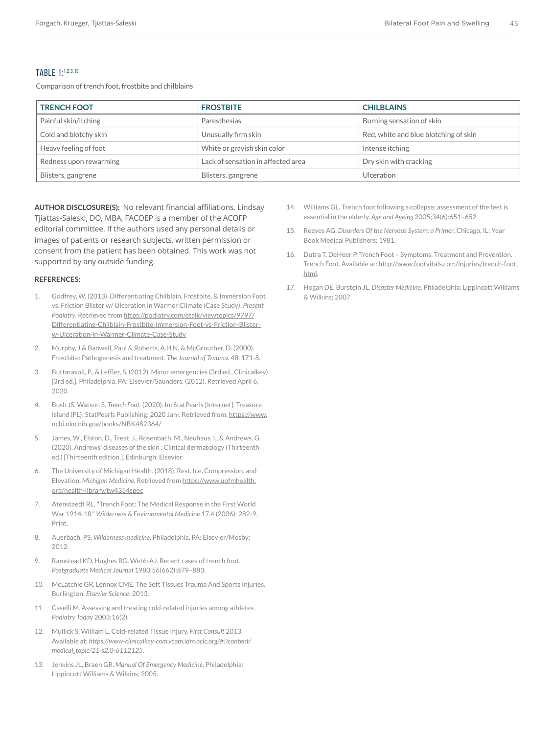### TABLE 1:[1,2,3,13]

Comparison of trench foot, frostbite and chilblains

| TRENCH FOOT | FROSTBITE | CHILBLAINS |
|---|---|---|
| Painful skin/itching | Paresthesias | Burning sensation of skin |
| Cold and blotchy skin | Unusually firm skin | Red, white and blue blotching of skin |
| Heavy feeling of foot | White or grayish skin color | Intense itching |
| Redness upon rewarming | Lack of sensation in affected area | Dry skin with cracking |
| Blisters, gangrene | Blisters, gangrene | Ulceration |

**AUTHOR DISCLOSURE(S):** No relevant financial affiliations. Lindsay Tjiattas-Saleski, DO, MBA, FACOEP is a member of the ACOFP editorial committee. If the authors used any personal details or images of patients or research subjects, written permission or consent from the patient has been obtained. This work was not supported by any outside funding.

**REFERENCES:**

1. Godfrey, W. (2013). Differentiating Chilblain, Frostbite, & Immersion Foot vs. Friction Blister w/ Ulceration in Warmer Climate (Case Study). *Present Podiatry*. Retrieved from https://podiatry.com/etalk/viewtopics/9797/Differentiating-Chilblain-Frostbite-Immersion-Foot-vs-Friction-Blister-w-Ulceration-in-Warmer-Climate-Case-Study
2. Murphy, J & Banwell, Paul & Roberts, A.H.N. & McGrouther, D. (2000). Frostbite: Pathogenesis and treatment. *The Journal of Trauma*. 48. 171-8.
3. Buttaravoli, P., & Leffler, S. (2012). Minor emergencies (3rd ed., Clinicalkey) [3rd ed.]. Philadelphia, PA: Elsevier/Saunders. (2012). Retrieved April 6, 2020
4. Bush JS, Watson S. *Trench Foot*. (2020). In: StatPearls [Internet]. Treasure Island (FL): StatPearls Publishing; 2020 Jan-. Retrieved from: https://www.ncbi.nlm.nih.gov/books/NBK482364/
5. James, W., Elston, D., Treat, J., Rosenbach, M., Neuhaus, I., & Andrews, G. (2020). Andrews' diseases of the skin : Clinical dermatology (Thirteenth ed.) [Thirteenth edition.]. Edinburgh: Elsevier.
6. The University of Michigan Health. (2018). Rest, Ice, Compression, and Elevation. *Michigan Medicine*. Retrieved from https://www.uofmhealth.org/health-library/tw4354spec
7. Atenstaedt RL. "Trench Foot: The Medical Response in the First World War 1914-18." *Wilderness & Environmental Medicine* 17.4 (2006): 282-9. Print.
8. Auerbach, PS. *Wilderness medicine*. Philadelphia, PA: Elsevier/Mosby; 2012.
9. Ramstead KD, Hughes RG, Webb AJ. Recent cases of trench foot. *Postgraduate Medical Journal* 1980;56(662):879–883.
10. McLatchie GR, Lennox CME. The Soft Tissues Trauma And Sports Injuries. Burlington: *Elsevier Science*; 2013.
11. Caselli M. Assessing and treating cold-related injuries among athletes. *Podiatry Today* 2003;16(2).
12. Mullick S, William L. Cold-related Tissue Injury. *First Consult* 2013. Available at: *https://www-clinicalkey-com.vcom.idm.oclc.org/#!/content/medical_topic/21-s2.0-6112125*.
13. Jenkins JL, Braen GR. *Manual Of Emergency Medicine*. Philadelphia: Lippincott Williams & Wilkins; 2005.
14. Williams GL. Trench foot following a collapse: assessment of the feet is essential in the elderly. *Age and Ageing* 2005;34(6):651–652.
15. Reeves AG. *Disorders Of the Nervous System: a Primer*. Chicago, IL: Year Book Medical Publishers; 1981.
16. Dutra T, DeHeer P. Trench Foot – Symptoms, Treatment and Prevention. Trench Foot. Available at: http://www.footvitals.com/injuries/trench-foot.html.
17. Hogan DE, Burstein JL. *Disaster Medicine*. Philadelphia: Lippincott Williams & Wilkins; 2007.